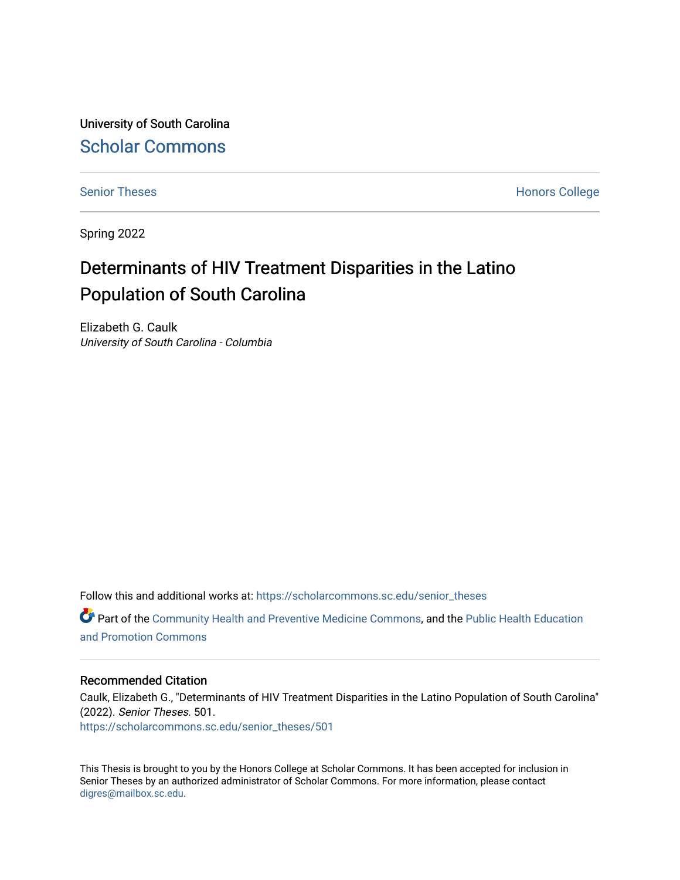University of South Carolina

Scholar Commons

Senior Theses

Honors College

Spring 2022

# Determinants of HIV Treatment Disparities in the Latino Population of South Carolina

Elizabeth G. Caulk

*University of South Carolina - Columbia*

Follow this and additional works at: https://scholarcommons.sc.edu/senior_theses

Part of the Community Health and Preventive Medicine Commons, and the Public Health Education and Promotion Commons

## Recommended Citation

Caulk, Elizabeth G., "Determinants of HIV Treatment Disparities in the Latino Population of South Carolina" (2022). *Senior Theses*. 501.

https://scholarcommons.sc.edu/senior_theses/501

This Thesis is brought to you by the Honors College at Scholar Commons. It has been accepted for inclusion in Senior Theses by an authorized administrator of Scholar Commons. For more information, please contact digres@mailbox.sc.edu.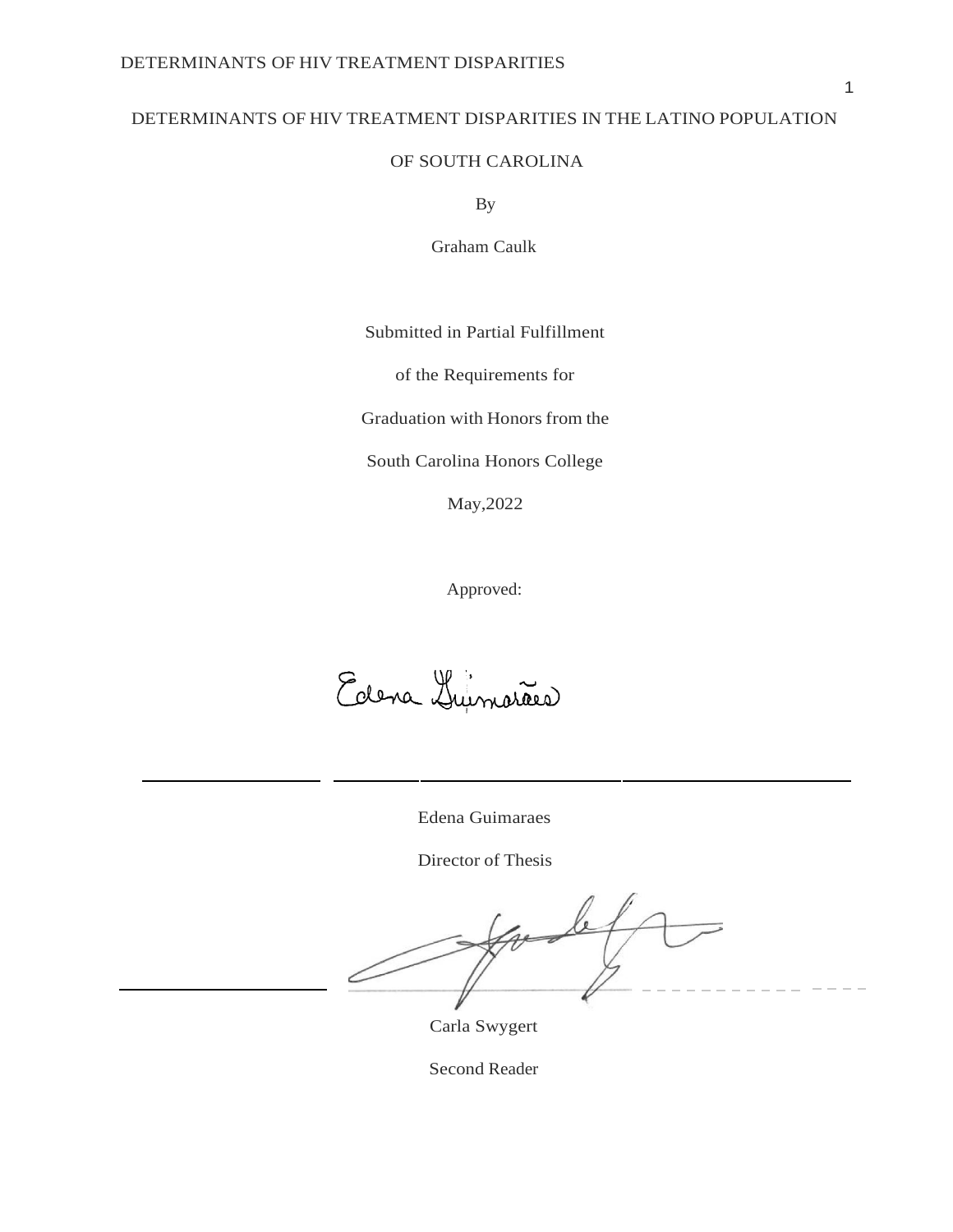DETERMINANTS OF HIV TREATMENT DISPARITIES IN THE LATINO POPULATION

OF SOUTH CAROLINA

By

Graham Caulk

Submitted in Partial Fulfillment

of the Requirements for

Graduation with Honors from the

South Carolina Honors College

May,2022

Approved:

Edena Guimaraes

Director of Thesis

Carla Swygert

Second Reader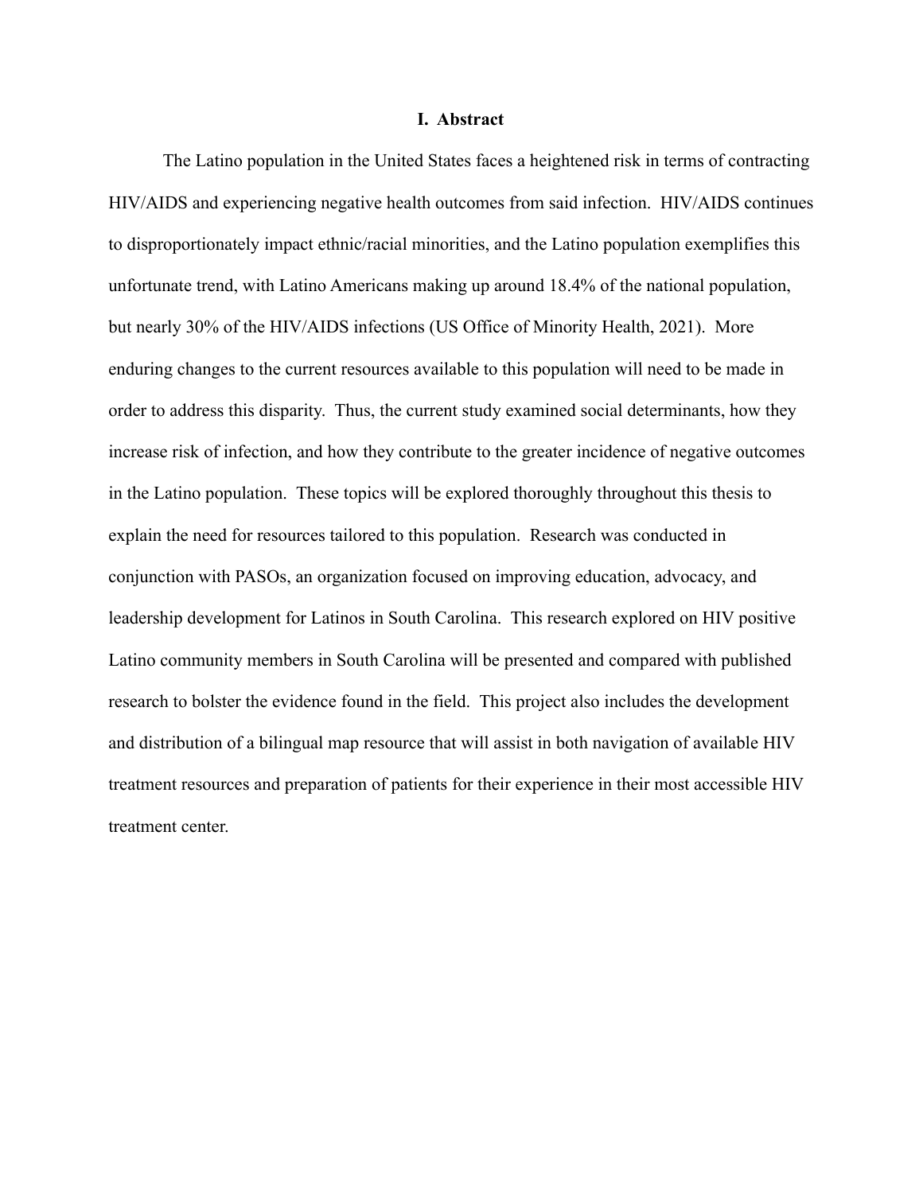## I. Abstract

The Latino population in the United States faces a heightened risk in terms of contracting HIV/AIDS and experiencing negative health outcomes from said infection. HIV/AIDS continues to disproportionately impact ethnic/racial minorities, and the Latino population exemplifies this unfortunate trend, with Latino Americans making up around 18.4% of the national population, but nearly 30% of the HIV/AIDS infections (US Office of Minority Health, 2021). More enduring changes to the current resources available to this population will need to be made in order to address this disparity. Thus, the current study examined social determinants, how they increase risk of infection, and how they contribute to the greater incidence of negative outcomes in the Latino population. These topics will be explored thoroughly throughout this thesis to explain the need for resources tailored to this population. Research was conducted in conjunction with PASOs, an organization focused on improving education, advocacy, and leadership development for Latinos in South Carolina. This research explored on HIV positive Latino community members in South Carolina will be presented and compared with published research to bolster the evidence found in the field. This project also includes the development and distribution of a bilingual map resource that will assist in both navigation of available HIV treatment resources and preparation of patients for their experience in their most accessible HIV treatment center.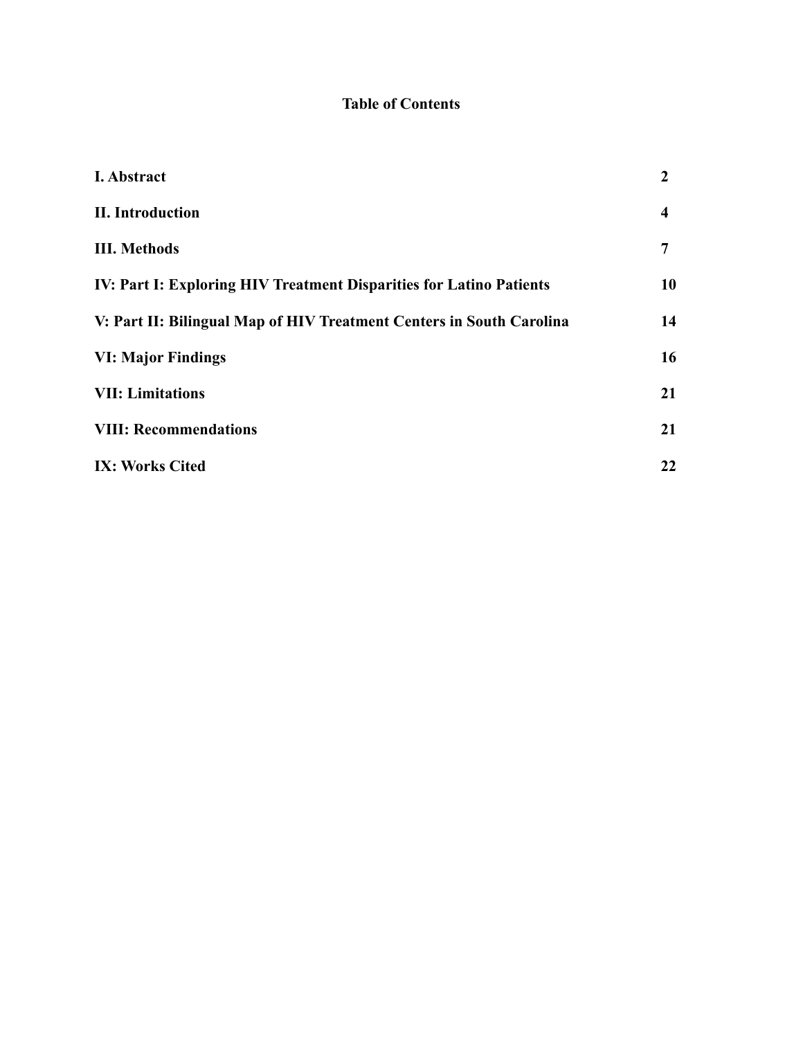# Table of Contents

| | |
|---|---|
| **I. Abstract** | **2** |
| **II. Introduction** | **4** |
| **III. Methods** | **7** |
| **IV: Part I: Exploring HIV Treatment Disparities for Latino Patients** | **10** |
| **V: Part II: Bilingual Map of HIV Treatment Centers in South Carolina** | **14** |
| **VI: Major Findings** | **16** |
| **VII: Limitations** | **21** |
| **VIII: Recommendations** | **21** |
| **IX: Works Cited** | **22** |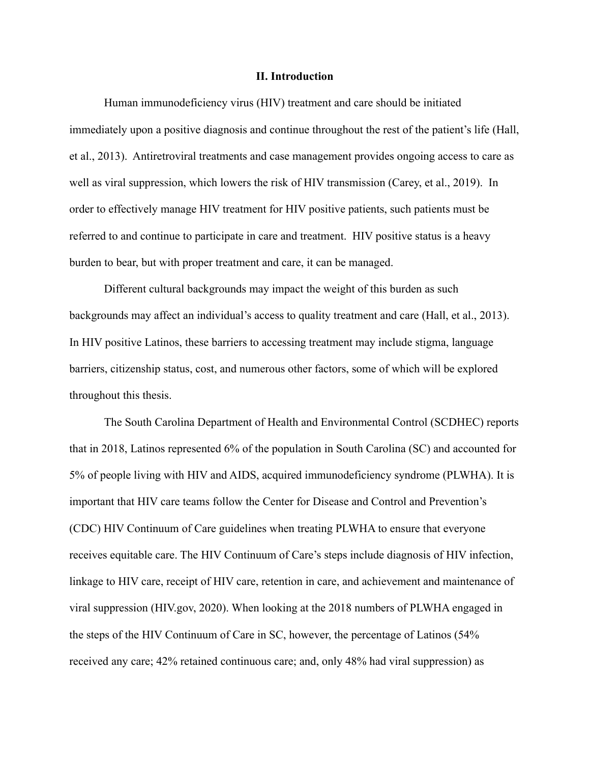## II. Introduction

Human immunodeficiency virus (HIV) treatment and care should be initiated immediately upon a positive diagnosis and continue throughout the rest of the patient's life (Hall, et al., 2013). Antiretroviral treatments and case management provides ongoing access to care as well as viral suppression, which lowers the risk of HIV transmission (Carey, et al., 2019). In order to effectively manage HIV treatment for HIV positive patients, such patients must be referred to and continue to participate in care and treatment. HIV positive status is a heavy burden to bear, but with proper treatment and care, it can be managed.

Different cultural backgrounds may impact the weight of this burden as such backgrounds may affect an individual's access to quality treatment and care (Hall, et al., 2013). In HIV positive Latinos, these barriers to accessing treatment may include stigma, language barriers, citizenship status, cost, and numerous other factors, some of which will be explored throughout this thesis.

The South Carolina Department of Health and Environmental Control (SCDHEC) reports that in 2018, Latinos represented 6% of the population in South Carolina (SC) and accounted for 5% of people living with HIV and AIDS, acquired immunodeficiency syndrome (PLWHA). It is important that HIV care teams follow the Center for Disease and Control and Prevention's (CDC) HIV Continuum of Care guidelines when treating PLWHA to ensure that everyone receives equitable care. The HIV Continuum of Care's steps include diagnosis of HIV infection, linkage to HIV care, receipt of HIV care, retention in care, and achievement and maintenance of viral suppression (HIV.gov, 2020). When looking at the 2018 numbers of PLWHA engaged in the steps of the HIV Continuum of Care in SC, however, the percentage of Latinos (54% received any care; 42% retained continuous care; and, only 48% had viral suppression) as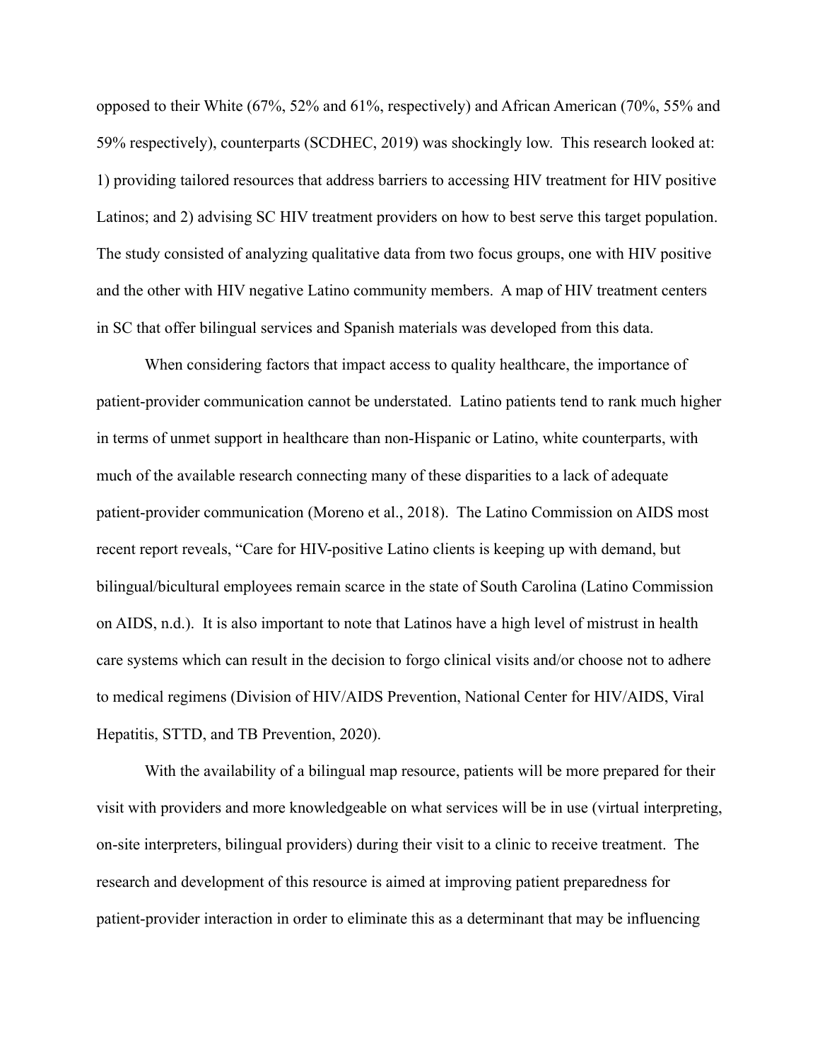opposed to their White (67%, 52% and 61%, respectively) and African American (70%, 55% and 59% respectively), counterparts (SCDHEC, 2019) was shockingly low. This research looked at: 1) providing tailored resources that address barriers to accessing HIV treatment for HIV positive Latinos; and 2) advising SC HIV treatment providers on how to best serve this target population. The study consisted of analyzing qualitative data from two focus groups, one with HIV positive and the other with HIV negative Latino community members. A map of HIV treatment centers in SC that offer bilingual services and Spanish materials was developed from this data.

When considering factors that impact access to quality healthcare, the importance of patient-provider communication cannot be understated. Latino patients tend to rank much higher in terms of unmet support in healthcare than non-Hispanic or Latino, white counterparts, with much of the available research connecting many of these disparities to a lack of adequate patient-provider communication (Moreno et al., 2018). The Latino Commission on AIDS most recent report reveals, "Care for HIV-positive Latino clients is keeping up with demand, but bilingual/bicultural employees remain scarce in the state of South Carolina (Latino Commission on AIDS, n.d.). It is also important to note that Latinos have a high level of mistrust in health care systems which can result in the decision to forgo clinical visits and/or choose not to adhere to medical regimens (Division of HIV/AIDS Prevention, National Center for HIV/AIDS, Viral Hepatitis, STTD, and TB Prevention, 2020).

With the availability of a bilingual map resource, patients will be more prepared for their visit with providers and more knowledgeable on what services will be in use (virtual interpreting, on-site interpreters, bilingual providers) during their visit to a clinic to receive treatment. The research and development of this resource is aimed at improving patient preparedness for patient-provider interaction in order to eliminate this as a determinant that may be influencing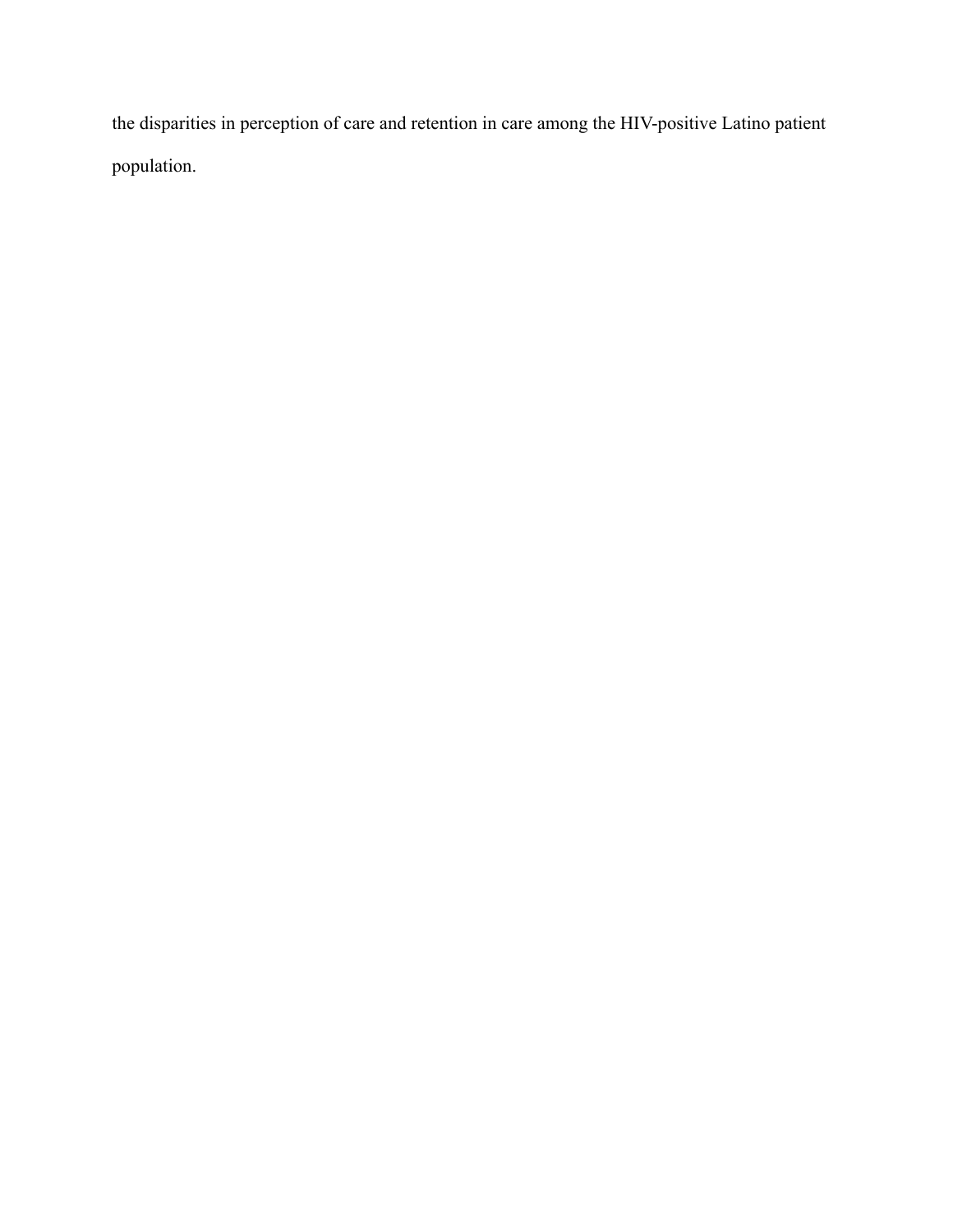the disparities in perception of care and retention in care among the HIV-positive Latino patient population.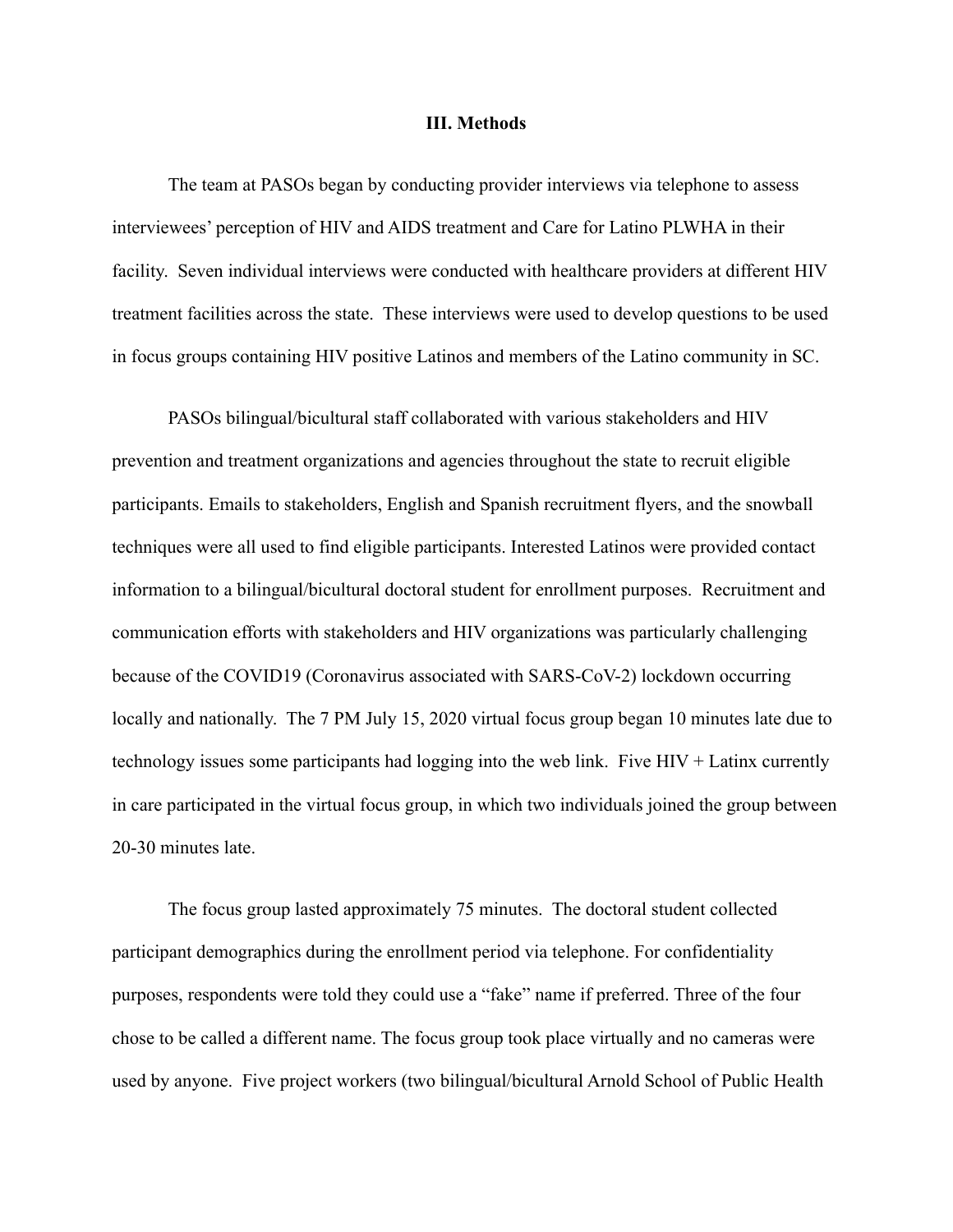### III. Methods

The team at PASOs began by conducting provider interviews via telephone to assess interviewees' perception of HIV and AIDS treatment and Care for Latino PLWHA in their facility. Seven individual interviews were conducted with healthcare providers at different HIV treatment facilities across the state. These interviews were used to develop questions to be used in focus groups containing HIV positive Latinos and members of the Latino community in SC.

PASOs bilingual/bicultural staff collaborated with various stakeholders and HIV prevention and treatment organizations and agencies throughout the state to recruit eligible participants. Emails to stakeholders, English and Spanish recruitment flyers, and the snowball techniques were all used to find eligible participants. Interested Latinos were provided contact information to a bilingual/bicultural doctoral student for enrollment purposes. Recruitment and communication efforts with stakeholders and HIV organizations was particularly challenging because of the COVID19 (Coronavirus associated with SARS-CoV-2) lockdown occurring locally and nationally. The 7 PM July 15, 2020 virtual focus group began 10 minutes late due to technology issues some participants had logging into the web link. Five HIV + Latinx currently in care participated in the virtual focus group, in which two individuals joined the group between 20-30 minutes late.

The focus group lasted approximately 75 minutes. The doctoral student collected participant demographics during the enrollment period via telephone. For confidentiality purposes, respondents were told they could use a "fake" name if preferred. Three of the four chose to be called a different name. The focus group took place virtually and no cameras were used by anyone. Five project workers (two bilingual/bicultural Arnold School of Public Health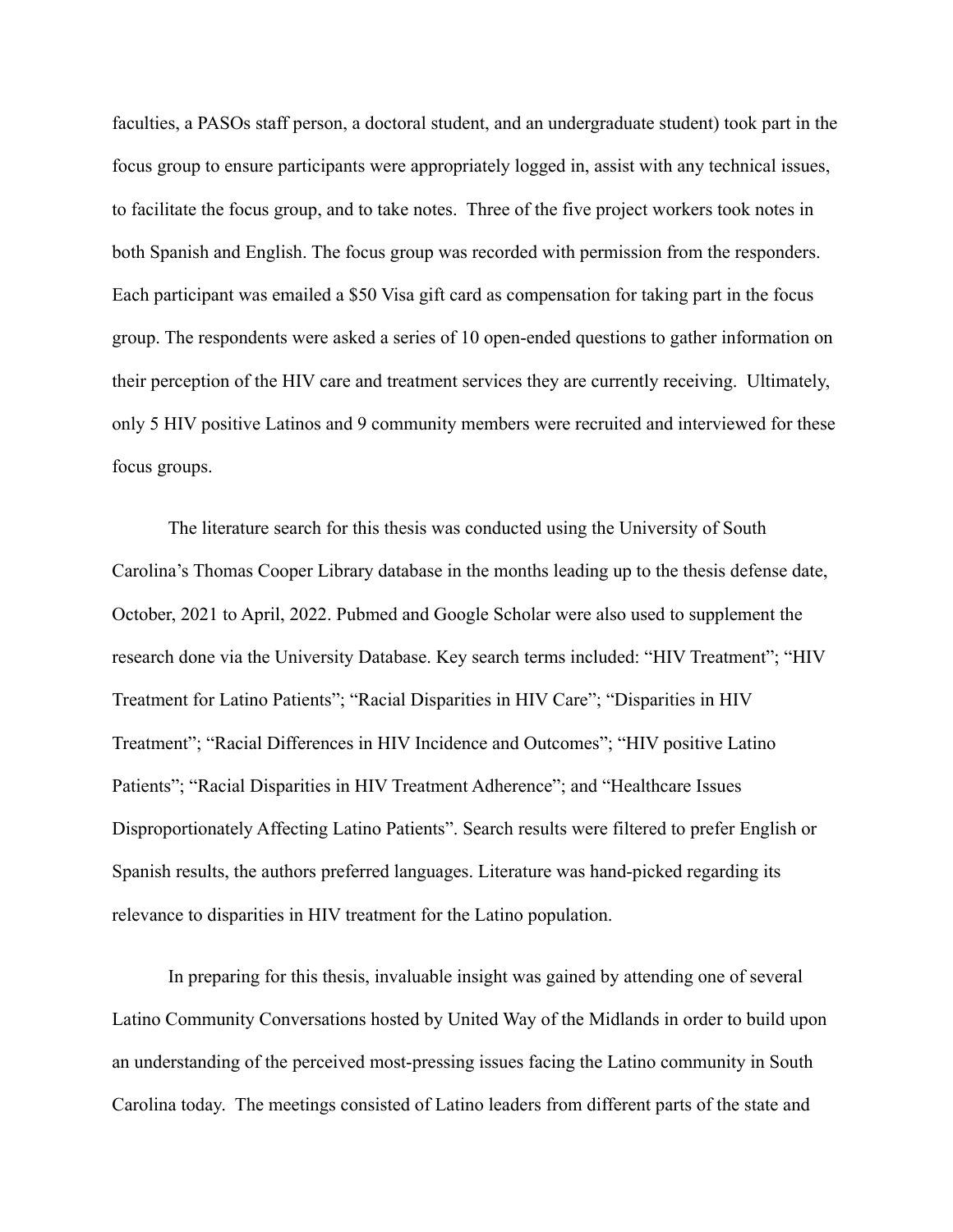faculties, a PASOs staff person, a doctoral student, and an undergraduate student) took part in the focus group to ensure participants were appropriately logged in, assist with any technical issues, to facilitate the focus group, and to take notes. Three of the five project workers took notes in both Spanish and English. The focus group was recorded with permission from the responders. Each participant was emailed a $50 Visa gift card as compensation for taking part in the focus group. The respondents were asked a series of 10 open-ended questions to gather information on their perception of the HIV care and treatment services they are currently receiving. Ultimately, only 5 HIV positive Latinos and 9 community members were recruited and interviewed for these focus groups.

The literature search for this thesis was conducted using the University of South Carolina's Thomas Cooper Library database in the months leading up to the thesis defense date, October, 2021 to April, 2022. Pubmed and Google Scholar were also used to supplement the research done via the University Database. Key search terms included: "HIV Treatment"; "HIV Treatment for Latino Patients"; "Racial Disparities in HIV Care"; "Disparities in HIV Treatment"; "Racial Differences in HIV Incidence and Outcomes"; "HIV positive Latino Patients"; "Racial Disparities in HIV Treatment Adherence"; and "Healthcare Issues Disproportionately Affecting Latino Patients". Search results were filtered to prefer English or Spanish results, the authors preferred languages. Literature was hand-picked regarding its relevance to disparities in HIV treatment for the Latino population.

In preparing for this thesis, invaluable insight was gained by attending one of several Latino Community Conversations hosted by United Way of the Midlands in order to build upon an understanding of the perceived most-pressing issues facing the Latino community in South Carolina today. The meetings consisted of Latino leaders from different parts of the state and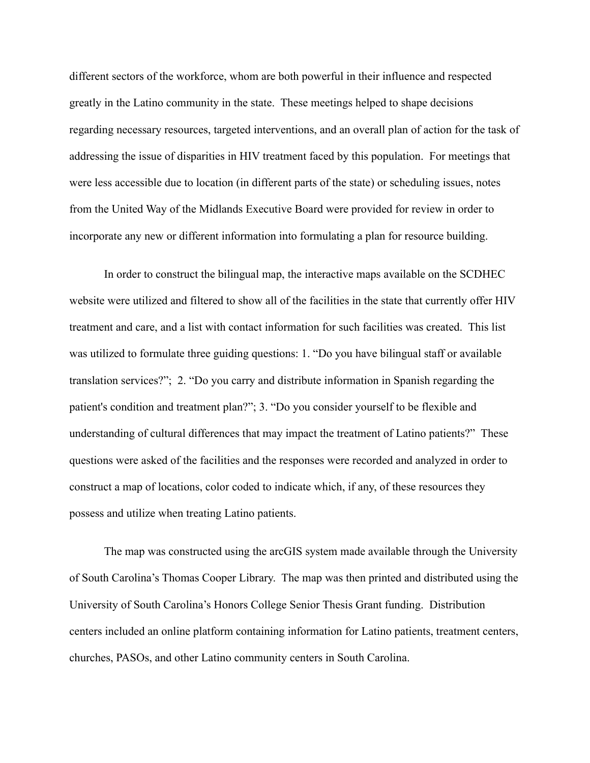different sectors of the workforce, whom are both powerful in their influence and respected greatly in the Latino community in the state. These meetings helped to shape decisions regarding necessary resources, targeted interventions, and an overall plan of action for the task of addressing the issue of disparities in HIV treatment faced by this population. For meetings that were less accessible due to location (in different parts of the state) or scheduling issues, notes from the United Way of the Midlands Executive Board were provided for review in order to incorporate any new or different information into formulating a plan for resource building.

In order to construct the bilingual map, the interactive maps available on the SCDHEC website were utilized and filtered to show all of the facilities in the state that currently offer HIV treatment and care, and a list with contact information for such facilities was created. This list was utilized to formulate three guiding questions: 1. "Do you have bilingual staff or available translation services?"; 2. "Do you carry and distribute information in Spanish regarding the patient's condition and treatment plan?"; 3. "Do you consider yourself to be flexible and understanding of cultural differences that may impact the treatment of Latino patients?" These questions were asked of the facilities and the responses were recorded and analyzed in order to construct a map of locations, color coded to indicate which, if any, of these resources they possess and utilize when treating Latino patients.

The map was constructed using the arcGIS system made available through the University of South Carolina's Thomas Cooper Library. The map was then printed and distributed using the University of South Carolina's Honors College Senior Thesis Grant funding. Distribution centers included an online platform containing information for Latino patients, treatment centers, churches, PASOs, and other Latino community centers in South Carolina.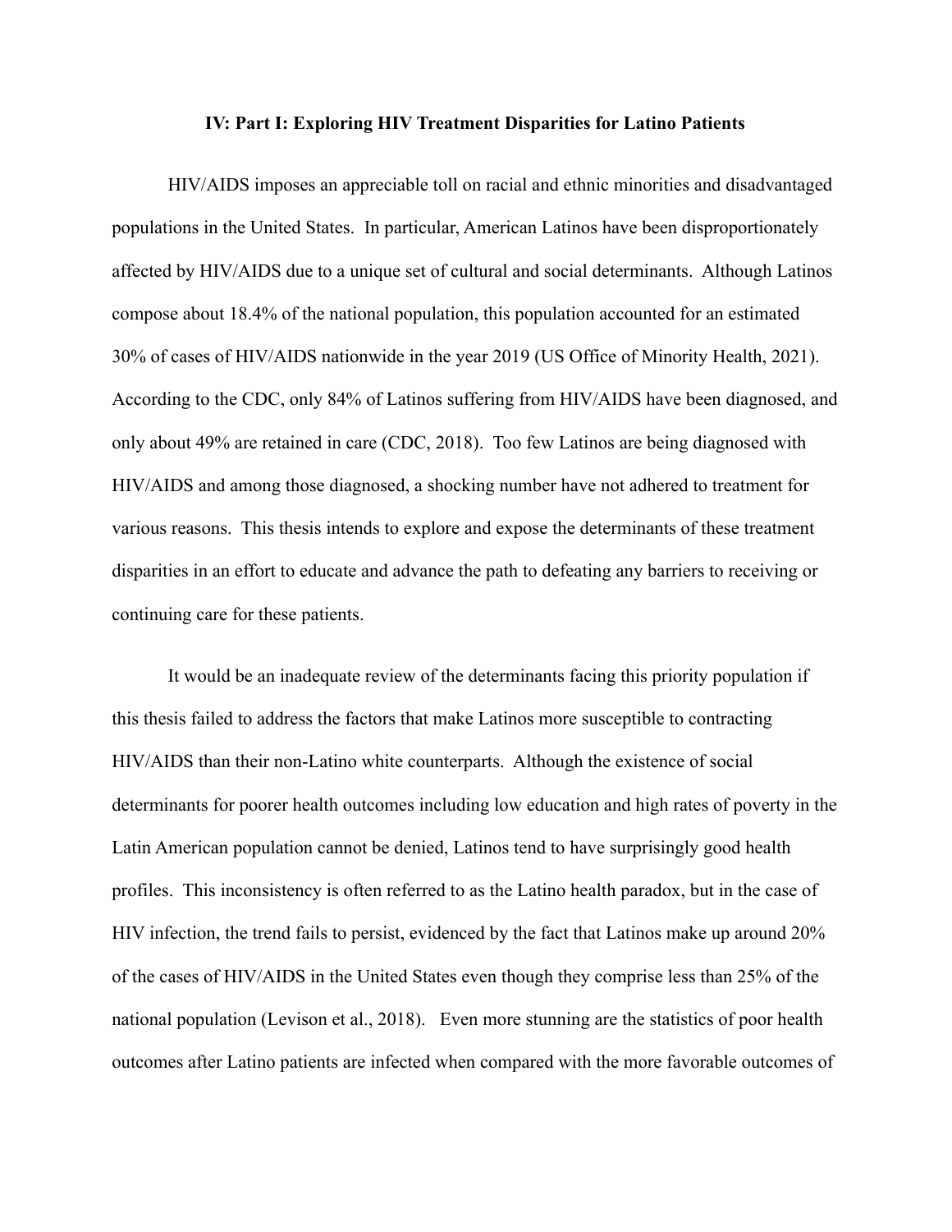**IV: Part I: Exploring HIV Treatment Disparities for Latino Patients**

HIV/AIDS imposes an appreciable toll on racial and ethnic minorities and disadvantaged populations in the United States. In particular, American Latinos have been disproportionately affected by HIV/AIDS due to a unique set of cultural and social determinants. Although Latinos compose about 18.4% of the national population, this population accounted for an estimated 30% of cases of HIV/AIDS nationwide in the year 2019 (US Office of Minority Health, 2021). According to the CDC, only 84% of Latinos suffering from HIV/AIDS have been diagnosed, and only about 49% are retained in care (CDC, 2018). Too few Latinos are being diagnosed with HIV/AIDS and among those diagnosed, a shocking number have not adhered to treatment for various reasons. This thesis intends to explore and expose the determinants of these treatment disparities in an effort to educate and advance the path to defeating any barriers to receiving or continuing care for these patients.

It would be an inadequate review of the determinants facing this priority population if this thesis failed to address the factors that make Latinos more susceptible to contracting HIV/AIDS than their non-Latino white counterparts. Although the existence of social determinants for poorer health outcomes including low education and high rates of poverty in the Latin American population cannot be denied, Latinos tend to have surprisingly good health profiles. This inconsistency is often referred to as the Latino health paradox, but in the case of HIV infection, the trend fails to persist, evidenced by the fact that Latinos make up around 20% of the cases of HIV/AIDS in the United States even though they comprise less than 25% of the national population (Levison et al., 2018). Even more stunning are the statistics of poor health outcomes after Latino patients are infected when compared with the more favorable outcomes of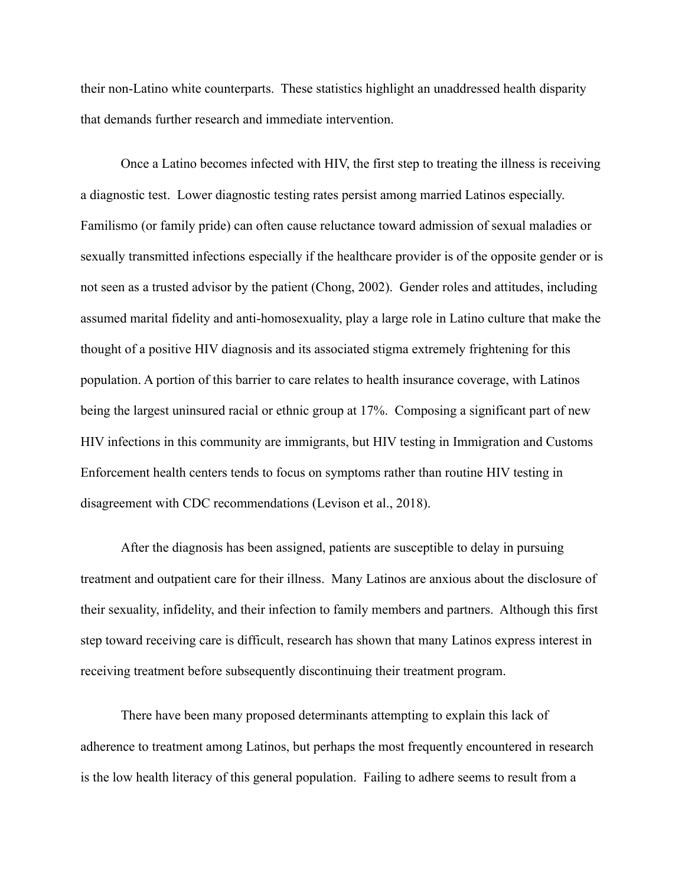their non-Latino white counterparts. These statistics highlight an unaddressed health disparity that demands further research and immediate intervention.

Once a Latino becomes infected with HIV, the first step to treating the illness is receiving a diagnostic test. Lower diagnostic testing rates persist among married Latinos especially. Familismo (or family pride) can often cause reluctance toward admission of sexual maladies or sexually transmitted infections especially if the healthcare provider is of the opposite gender or is not seen as a trusted advisor by the patient (Chong, 2002). Gender roles and attitudes, including assumed marital fidelity and anti-homosexuality, play a large role in Latino culture that make the thought of a positive HIV diagnosis and its associated stigma extremely frightening for this population. A portion of this barrier to care relates to health insurance coverage, with Latinos being the largest uninsured racial or ethnic group at 17%. Composing a significant part of new HIV infections in this community are immigrants, but HIV testing in Immigration and Customs Enforcement health centers tends to focus on symptoms rather than routine HIV testing in disagreement with CDC recommendations (Levison et al., 2018).

After the diagnosis has been assigned, patients are susceptible to delay in pursuing treatment and outpatient care for their illness. Many Latinos are anxious about the disclosure of their sexuality, infidelity, and their infection to family members and partners. Although this first step toward receiving care is difficult, research has shown that many Latinos express interest in receiving treatment before subsequently discontinuing their treatment program.

There have been many proposed determinants attempting to explain this lack of adherence to treatment among Latinos, but perhaps the most frequently encountered in research is the low health literacy of this general population. Failing to adhere seems to result from a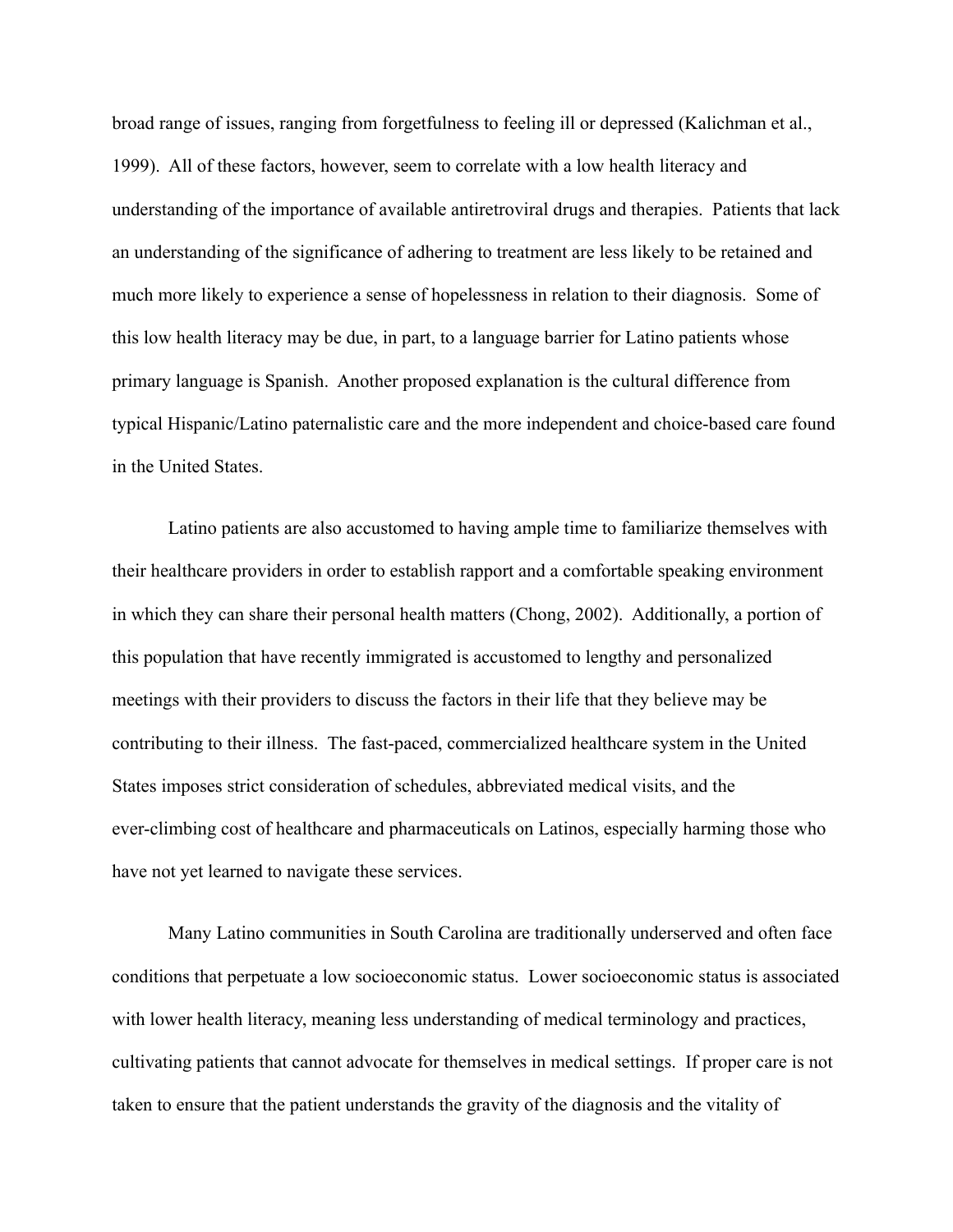broad range of issues, ranging from forgetfulness to feeling ill or depressed (Kalichman et al., 1999). All of these factors, however, seem to correlate with a low health literacy and understanding of the importance of available antiretroviral drugs and therapies. Patients that lack an understanding of the significance of adhering to treatment are less likely to be retained and much more likely to experience a sense of hopelessness in relation to their diagnosis. Some of this low health literacy may be due, in part, to a language barrier for Latino patients whose primary language is Spanish. Another proposed explanation is the cultural difference from typical Hispanic/Latino paternalistic care and the more independent and choice-based care found in the United States.

Latino patients are also accustomed to having ample time to familiarize themselves with their healthcare providers in order to establish rapport and a comfortable speaking environment in which they can share their personal health matters (Chong, 2002). Additionally, a portion of this population that have recently immigrated is accustomed to lengthy and personalized meetings with their providers to discuss the factors in their life that they believe may be contributing to their illness. The fast-paced, commercialized healthcare system in the United States imposes strict consideration of schedules, abbreviated medical visits, and the ever-climbing cost of healthcare and pharmaceuticals on Latinos, especially harming those who have not yet learned to navigate these services.

Many Latino communities in South Carolina are traditionally underserved and often face conditions that perpetuate a low socioeconomic status. Lower socioeconomic status is associated with lower health literacy, meaning less understanding of medical terminology and practices, cultivating patients that cannot advocate for themselves in medical settings. If proper care is not taken to ensure that the patient understands the gravity of the diagnosis and the vitality of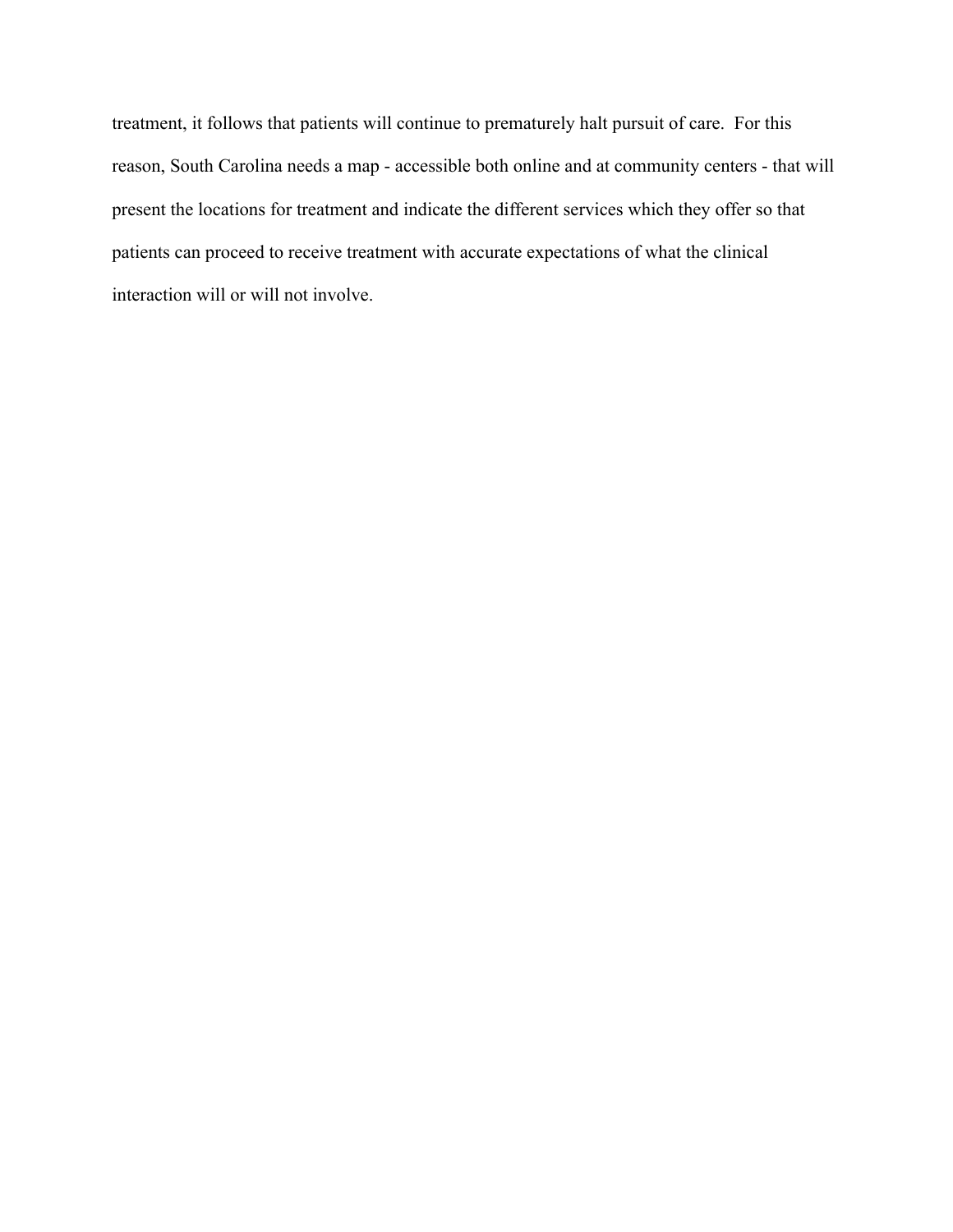treatment, it follows that patients will continue to prematurely halt pursuit of care. For this reason, South Carolina needs a map - accessible both online and at community centers - that will present the locations for treatment and indicate the different services which they offer so that patients can proceed to receive treatment with accurate expectations of what the clinical interaction will or will not involve.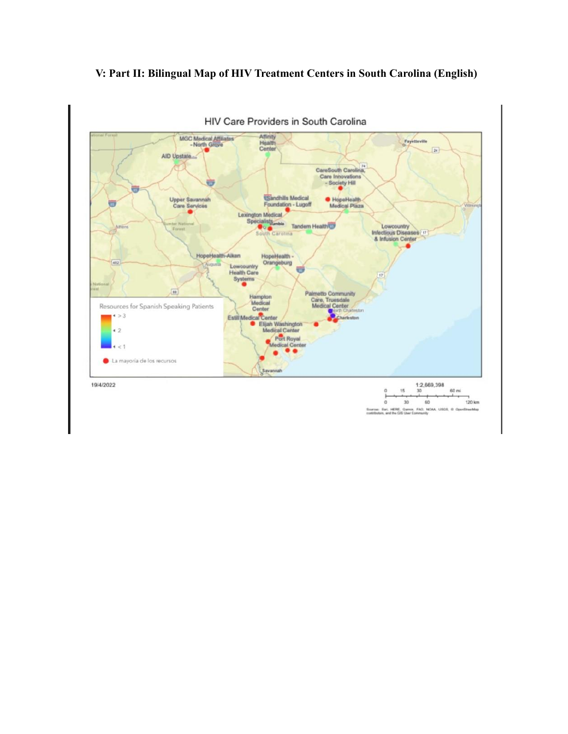**V: Part II: Bilingual Map of HIV Treatment Centers in South Carolina (English)**

HIV Care Providers in South Carolina

MGC Medical Affiliates - North Grove

Affinity Health Center

AID Upstate

CareSouth Carolina, Care Innovations - Society Hill

Upper Savannah Care Services

Sandhills Medical Foundation - Lugoff

HopeHealth Medical Plaza

Lexington Medical Specialists

Tandem Health

Lowcountry Infectious Diseases & Infusion Center

HopeHealth-Aiken

HopeHealth - Orangeburg

Lowcountry Health Care Systems

Hampton Medical Center

Palmetto Community Care, Truesdale Medical Center

Estill Medical Center

Elijah Washington Medical Center

Port Royal Medical Center

Resources for Spanish Speaking Patients

- > 3
- 2
- < 1

La mayoría de los recursos

19/4/2022

1:2,669,398

0 15 30 60 mi

0 30 60 120 km

Sources: Esri, HERE, Garmin, FAO, NOAA, USGS, © OpenStreetMap contributors, and the GIS User Community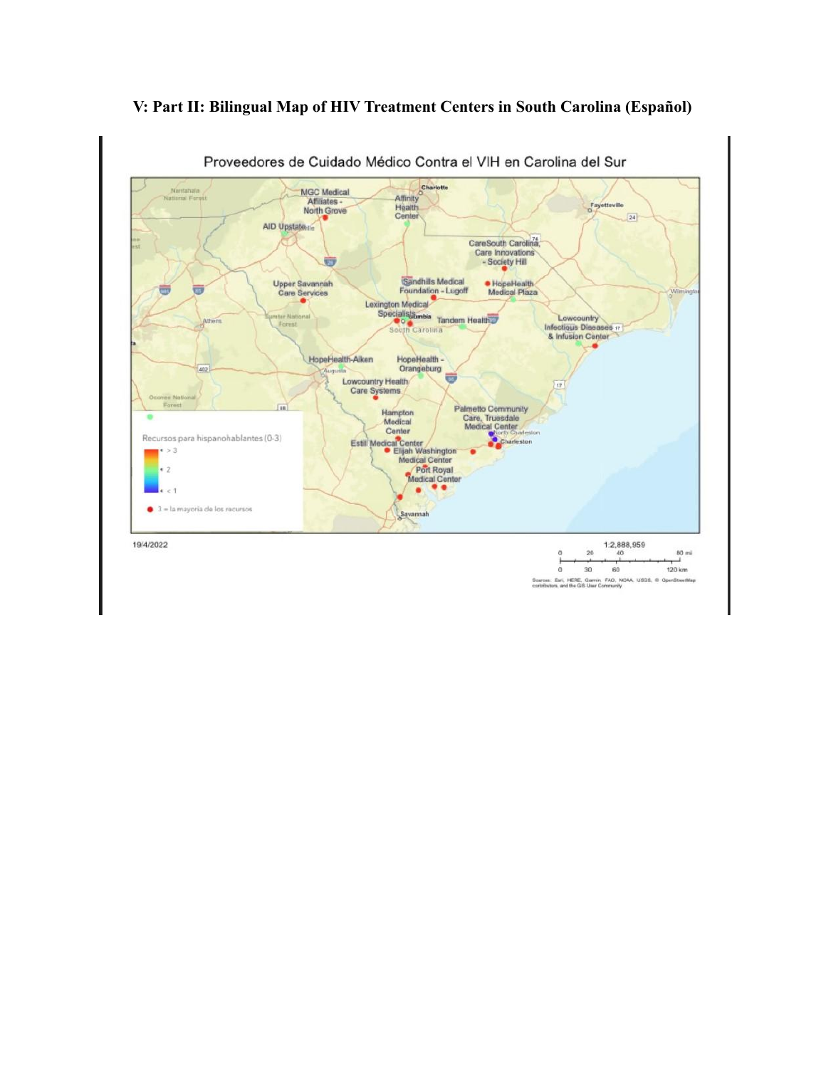### V: Part II: Bilingual Map of HIV Treatment Centers in South Carolina (Español)

Proveedores de Cuidado Médico Contra el VIH en Carolina del Sur

MGC Medical Affiliates - North Grove

Affinity Health Center

AID Upstate

CareSouth Carolina, Care Innovations - Society Hill

Sandhills Medical Foundation - Lugoff

HopeHealth Medical Plaza

Upper Savannah Care Services

Lexington Medical Specialists

Tandem Health

Lowcountry Infectious Diseases & Infusion Center

HopeHealth-Aiken

HopeHealth - Orangeburg

Lowcountry Health Care Systems

Hampton Medical Center

Palmetto Community Care, Truesdale Medical Center

Estill Medical Center

Elijah Washington Medical Center

Port Royal Medical Center

Recursos para hispanohablantes (0-3)

- \> 3
- 2
- < 1
- 3 = la mayoría de los recursos

19/4/2022

1:2,888,959

0 20 40 80 mi

0 30 60 120 km

Sources: Esri, HERE, Garmin, FAO, NOAA, USGS, © OpenStreetMap contributors, and the GIS User Community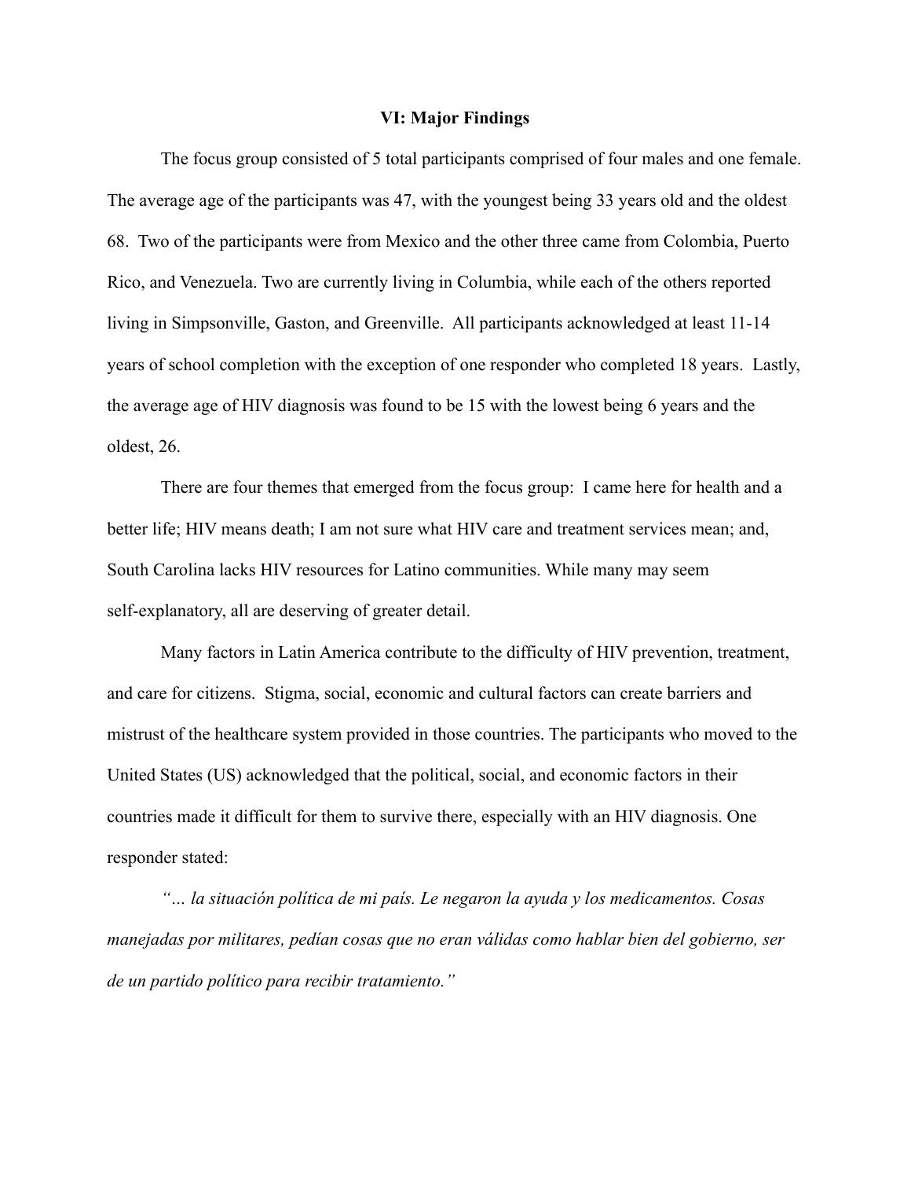## VI: Major Findings

The focus group consisted of 5 total participants comprised of four males and one female. The average age of the participants was 47, with the youngest being 33 years old and the oldest 68. Two of the participants were from Mexico and the other three came from Colombia, Puerto Rico, and Venezuela. Two are currently living in Columbia, while each of the others reported living in Simpsonville, Gaston, and Greenville. All participants acknowledged at least 11-14 years of school completion with the exception of one responder who completed 18 years. Lastly, the average age of HIV diagnosis was found to be 15 with the lowest being 6 years and the oldest, 26.

There are four themes that emerged from the focus group: I came here for health and a better life; HIV means death; I am not sure what HIV care and treatment services mean; and, South Carolina lacks HIV resources for Latino communities. While many may seem self-explanatory, all are deserving of greater detail.

Many factors in Latin America contribute to the difficulty of HIV prevention, treatment, and care for citizens. Stigma, social, economic and cultural factors can create barriers and mistrust of the healthcare system provided in those countries. The participants who moved to the United States (US) acknowledged that the political, social, and economic factors in their countries made it difficult for them to survive there, especially with an HIV diagnosis. One responder stated:

*"… la situación política de mi país. Le negaron la ayuda y los medicamentos. Cosas manejadas por militares, pedían cosas que no eran válidas como hablar bien del gobierno, ser de un partido político para recibir tratamiento."*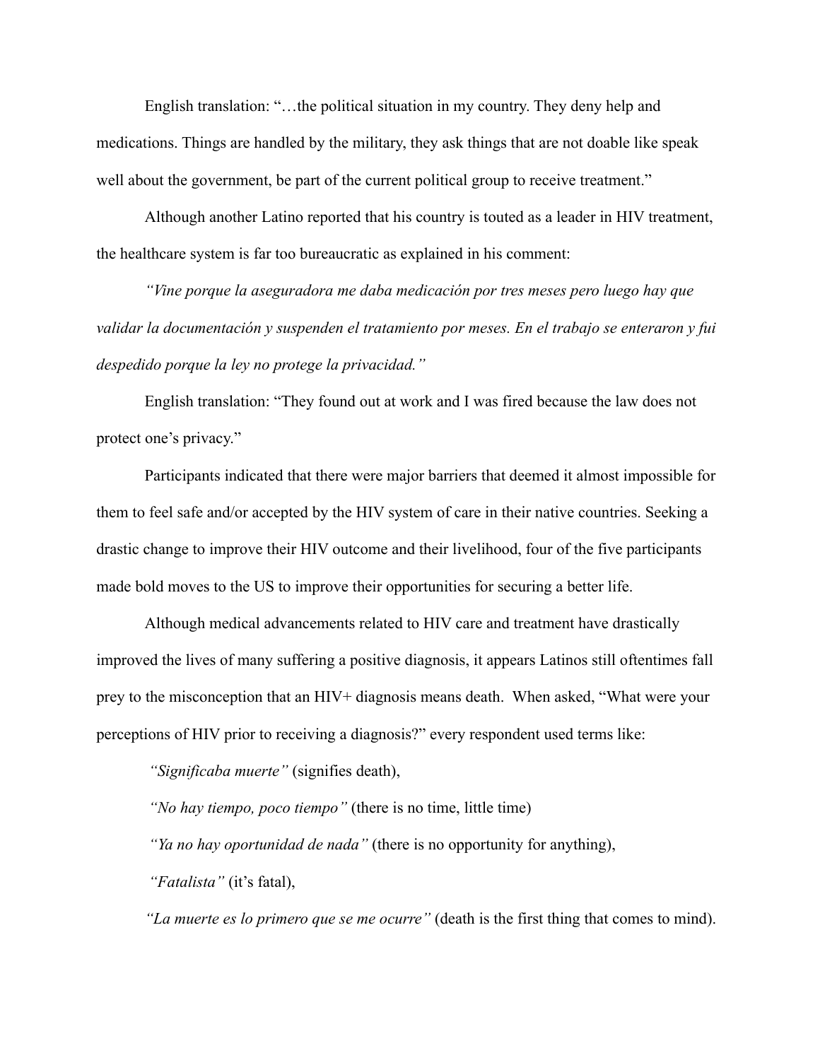English translation: "…the political situation in my country. They deny help and medications. Things are handled by the military, they ask things that are not doable like speak well about the government, be part of the current political group to receive treatment."

Although another Latino reported that his country is touted as a leader in HIV treatment, the healthcare system is far too bureaucratic as explained in his comment:

*"Vine porque la aseguradora me daba medicación por tres meses pero luego hay que validar la documentación y suspenden el tratamiento por meses. En el trabajo se enteraron y fui despedido porque la ley no protege la privacidad."*

English translation: "They found out at work and I was fired because the law does not protect one's privacy."

Participants indicated that there were major barriers that deemed it almost impossible for them to feel safe and/or accepted by the HIV system of care in their native countries. Seeking a drastic change to improve their HIV outcome and their livelihood, four of the five participants made bold moves to the US to improve their opportunities for securing a better life.

Although medical advancements related to HIV care and treatment have drastically improved the lives of many suffering a positive diagnosis, it appears Latinos still oftentimes fall prey to the misconception that an HIV+ diagnosis means death. When asked, "What were your perceptions of HIV prior to receiving a diagnosis?" every respondent used terms like:

*"Significaba muerte"* (signifies death),

*"No hay tiempo, poco tiempo"* (there is no time, little time)

*"Ya no hay oportunidad de nada"* (there is no opportunity for anything),

*"Fatalista"* (it's fatal),

*"La muerte es lo primero que se me ocurre"* (death is the first thing that comes to mind).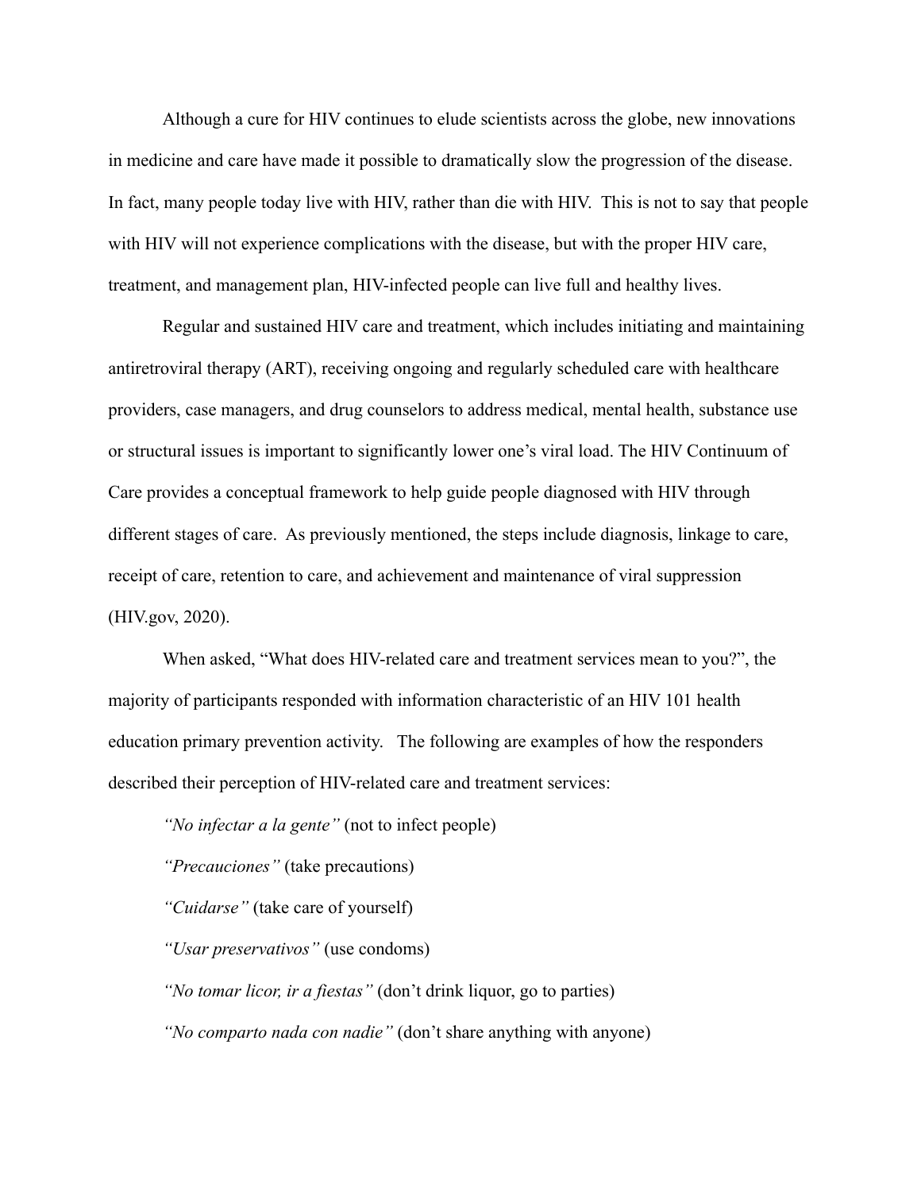Although a cure for HIV continues to elude scientists across the globe, new innovations in medicine and care have made it possible to dramatically slow the progression of the disease. In fact, many people today live with HIV, rather than die with HIV. This is not to say that people with HIV will not experience complications with the disease, but with the proper HIV care, treatment, and management plan, HIV-infected people can live full and healthy lives.

Regular and sustained HIV care and treatment, which includes initiating and maintaining antiretroviral therapy (ART), receiving ongoing and regularly scheduled care with healthcare providers, case managers, and drug counselors to address medical, mental health, substance use or structural issues is important to significantly lower one's viral load. The HIV Continuum of Care provides a conceptual framework to help guide people diagnosed with HIV through different stages of care. As previously mentioned, the steps include diagnosis, linkage to care, receipt of care, retention to care, and achievement and maintenance of viral suppression (HIV.gov, 2020).

When asked, "What does HIV-related care and treatment services mean to you?", the majority of participants responded with information characteristic of an HIV 101 health education primary prevention activity. The following are examples of how the responders described their perception of HIV-related care and treatment services:

*"No infectar a la gente"* (not to infect people)

*"Precauciones"* (take precautions)

*"Cuidarse"* (take care of yourself)

*"Usar preservativos"* (use condoms)

*"No tomar licor, ir a fiestas"* (don't drink liquor, go to parties)

*"No comparto nada con nadie"* (don't share anything with anyone)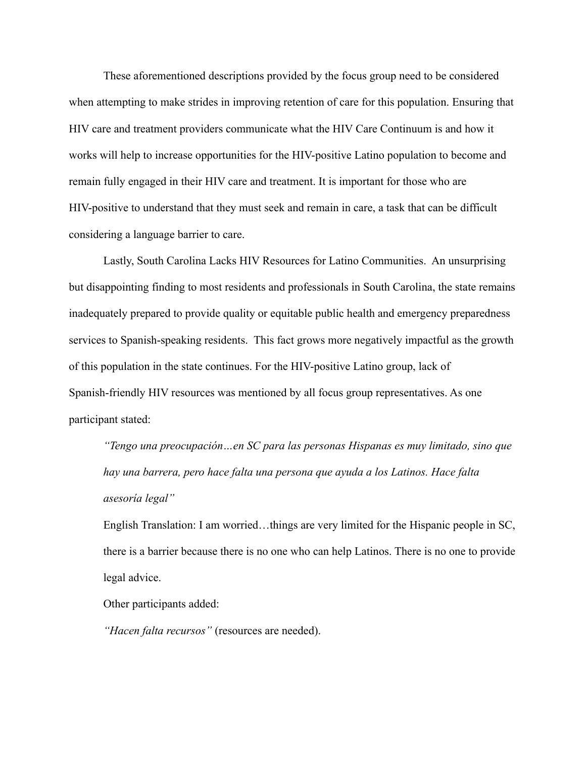These aforementioned descriptions provided by the focus group need to be considered when attempting to make strides in improving retention of care for this population. Ensuring that HIV care and treatment providers communicate what the HIV Care Continuum is and how it works will help to increase opportunities for the HIV-positive Latino population to become and remain fully engaged in their HIV care and treatment. It is important for those who are HIV-positive to understand that they must seek and remain in care, a task that can be difficult considering a language barrier to care.

Lastly, South Carolina Lacks HIV Resources for Latino Communities. An unsurprising but disappointing finding to most residents and professionals in South Carolina, the state remains inadequately prepared to provide quality or equitable public health and emergency preparedness services to Spanish-speaking residents. This fact grows more negatively impactful as the growth of this population in the state continues. For the HIV-positive Latino group, lack of Spanish-friendly HIV resources was mentioned by all focus group representatives. As one participant stated:

> *"Tengo una preocupación…en SC para las personas Hispanas es muy limitado, sino que hay una barrera, pero hace falta una persona que ayuda a los Latinos. Hace falta asesoría legal"*
>
> English Translation: I am worried…things are very limited for the Hispanic people in SC, there is a barrier because there is no one who can help Latinos. There is no one to provide legal advice.
>
> Other participants added:
>
> *"Hacen falta recursos"* (resources are needed).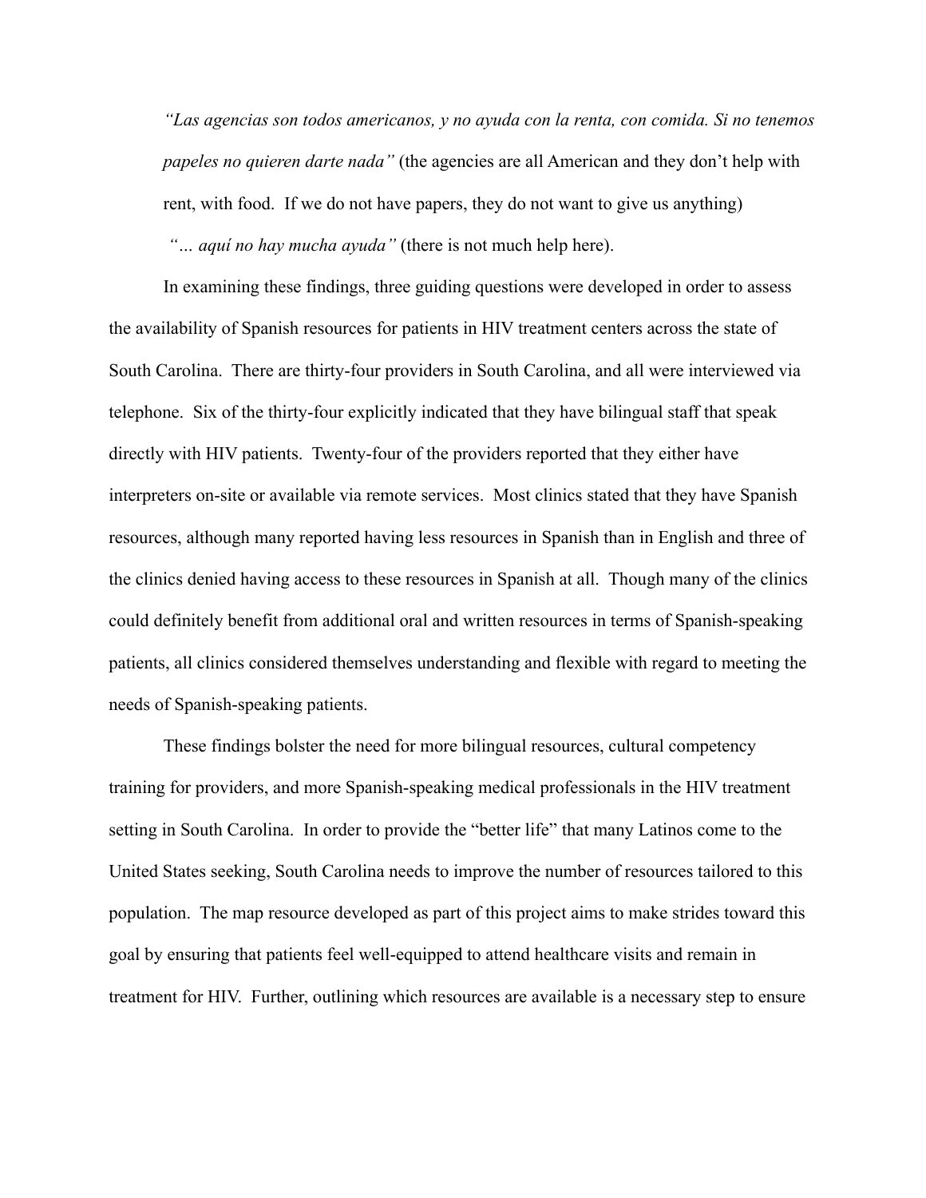*"Las agencias son todos americanos, y no ayuda con la renta, con comida. Si no tenemos papeles no quieren darte nada"* (the agencies are all American and they don't help with rent, with food. If we do not have papers, they do not want to give us anything)

*"… aquí no hay mucha ayuda"* (there is not much help here).

In examining these findings, three guiding questions were developed in order to assess the availability of Spanish resources for patients in HIV treatment centers across the state of South Carolina. There are thirty-four providers in South Carolina, and all were interviewed via telephone. Six of the thirty-four explicitly indicated that they have bilingual staff that speak directly with HIV patients. Twenty-four of the providers reported that they either have interpreters on-site or available via remote services. Most clinics stated that they have Spanish resources, although many reported having less resources in Spanish than in English and three of the clinics denied having access to these resources in Spanish at all. Though many of the clinics could definitely benefit from additional oral and written resources in terms of Spanish-speaking patients, all clinics considered themselves understanding and flexible with regard to meeting the needs of Spanish-speaking patients.

These findings bolster the need for more bilingual resources, cultural competency training for providers, and more Spanish-speaking medical professionals in the HIV treatment setting in South Carolina. In order to provide the "better life" that many Latinos come to the United States seeking, South Carolina needs to improve the number of resources tailored to this population. The map resource developed as part of this project aims to make strides toward this goal by ensuring that patients feel well-equipped to attend healthcare visits and remain in treatment for HIV. Further, outlining which resources are available is a necessary step to ensure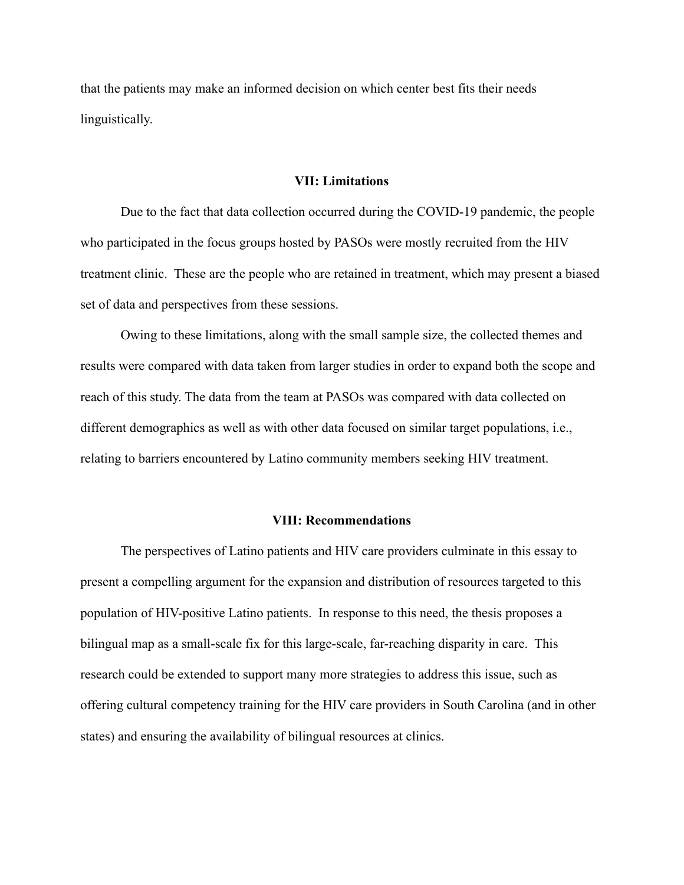that the patients may make an informed decision on which center best fits their needs linguistically.

## VII: Limitations

Due to the fact that data collection occurred during the COVID-19 pandemic, the people who participated in the focus groups hosted by PASOs were mostly recruited from the HIV treatment clinic. These are the people who are retained in treatment, which may present a biased set of data and perspectives from these sessions.

Owing to these limitations, along with the small sample size, the collected themes and results were compared with data taken from larger studies in order to expand both the scope and reach of this study. The data from the team at PASOs was compared with data collected on different demographics as well as with other data focused on similar target populations, i.e., relating to barriers encountered by Latino community members seeking HIV treatment.

## VIII: Recommendations

The perspectives of Latino patients and HIV care providers culminate in this essay to present a compelling argument for the expansion and distribution of resources targeted to this population of HIV-positive Latino patients. In response to this need, the thesis proposes a bilingual map as a small-scale fix for this large-scale, far-reaching disparity in care. This research could be extended to support many more strategies to address this issue, such as offering cultural competency training for the HIV care providers in South Carolina (and in other states) and ensuring the availability of bilingual resources at clinics.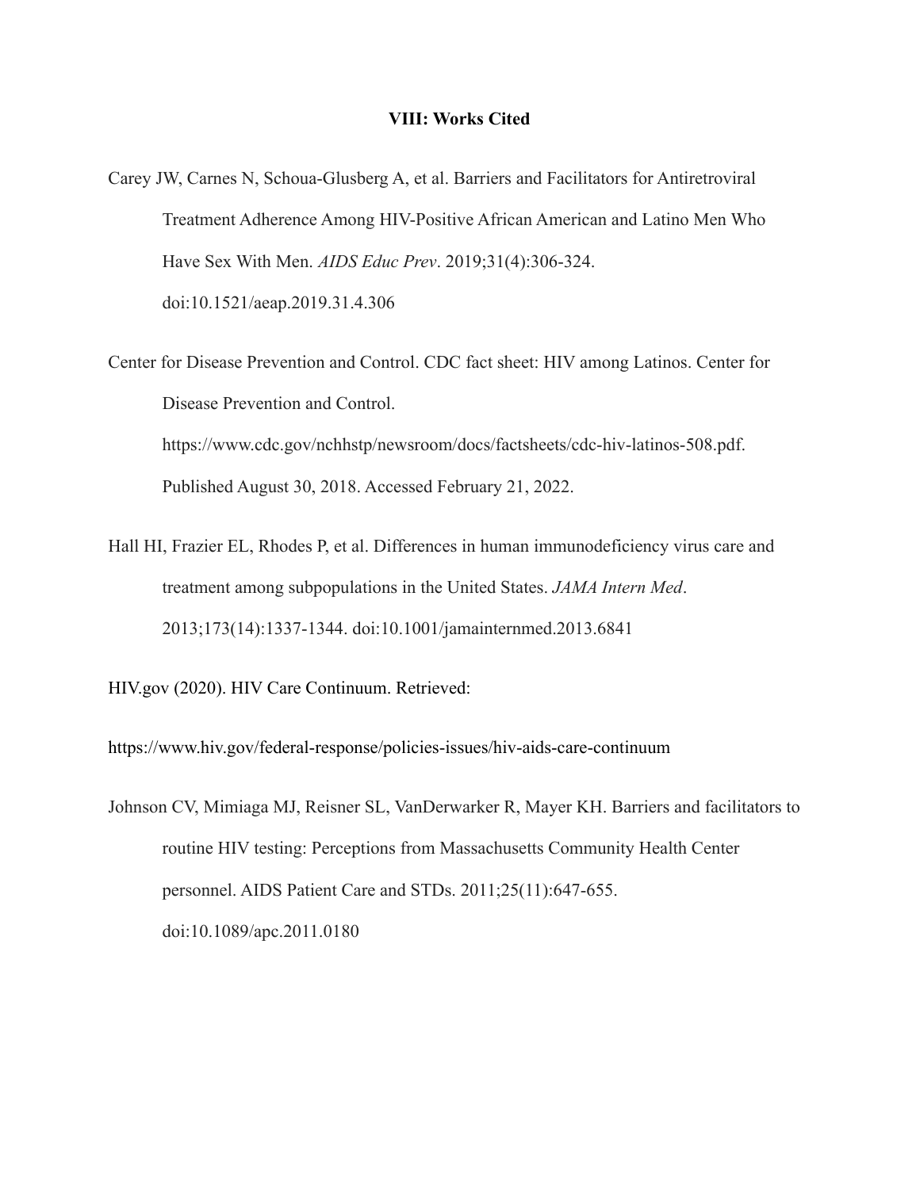## VIII: Works Cited

Carey JW, Carnes N, Schoua-Glusberg A, et al. Barriers and Facilitators for Antiretroviral Treatment Adherence Among HIV-Positive African American and Latino Men Who Have Sex With Men. *AIDS Educ Prev*. 2019;31(4):306-324. doi:10.1521/aeap.2019.31.4.306

Center for Disease Prevention and Control. CDC fact sheet: HIV among Latinos. Center for Disease Prevention and Control. https://www.cdc.gov/nchhstp/newsroom/docs/factsheets/cdc-hiv-latinos-508.pdf. Published August 30, 2018. Accessed February 21, 2022.

Hall HI, Frazier EL, Rhodes P, et al. Differences in human immunodeficiency virus care and treatment among subpopulations in the United States. *JAMA Intern Med*. 2013;173(14):1337-1344. doi:10.1001/jamainternmed.2013.6841

HIV.gov (2020). HIV Care Continuum. Retrieved:

https://www.hiv.gov/federal-response/policies-issues/hiv-aids-care-continuum

Johnson CV, Mimiaga MJ, Reisner SL, VanDerwarker R, Mayer KH. Barriers and facilitators to routine HIV testing: Perceptions from Massachusetts Community Health Center personnel. AIDS Patient Care and STDs. 2011;25(11):647-655. doi:10.1089/apc.2011.0180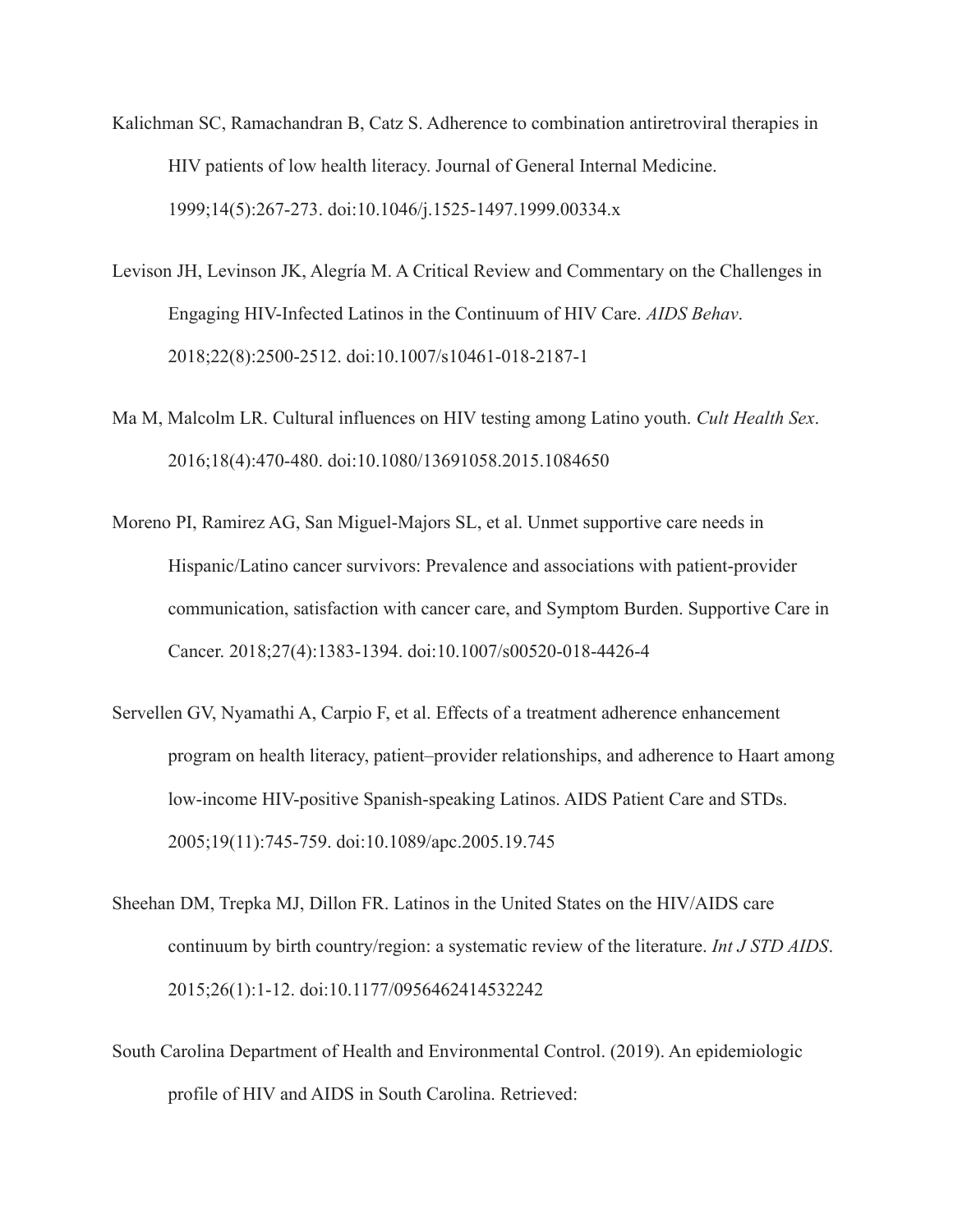Kalichman SC, Ramachandran B, Catz S. Adherence to combination antiretroviral therapies in HIV patients of low health literacy. Journal of General Internal Medicine. 1999;14(5):267-273. doi:10.1046/j.1525-1497.1999.00334.x

Levison JH, Levinson JK, Alegría M. A Critical Review and Commentary on the Challenges in Engaging HIV-Infected Latinos in the Continuum of HIV Care. *AIDS Behav*. 2018;22(8):2500-2512. doi:10.1007/s10461-018-2187-1

Ma M, Malcolm LR. Cultural influences on HIV testing among Latino youth. *Cult Health Sex*. 2016;18(4):470-480. doi:10.1080/13691058.2015.1084650

Moreno PI, Ramirez AG, San Miguel-Majors SL, et al. Unmet supportive care needs in Hispanic/Latino cancer survivors: Prevalence and associations with patient-provider communication, satisfaction with cancer care, and Symptom Burden. Supportive Care in Cancer. 2018;27(4):1383-1394. doi:10.1007/s00520-018-4426-4

Servellen GV, Nyamathi A, Carpio F, et al. Effects of a treatment adherence enhancement program on health literacy, patient–provider relationships, and adherence to Haart among low-income HIV-positive Spanish-speaking Latinos. AIDS Patient Care and STDs. 2005;19(11):745-759. doi:10.1089/apc.2005.19.745

Sheehan DM, Trepka MJ, Dillon FR. Latinos in the United States on the HIV/AIDS care continuum by birth country/region: a systematic review of the literature. *Int J STD AIDS*. 2015;26(1):1-12. doi:10.1177/0956462414532242

South Carolina Department of Health and Environmental Control. (2019). An epidemiologic profile of HIV and AIDS in South Carolina. Retrieved: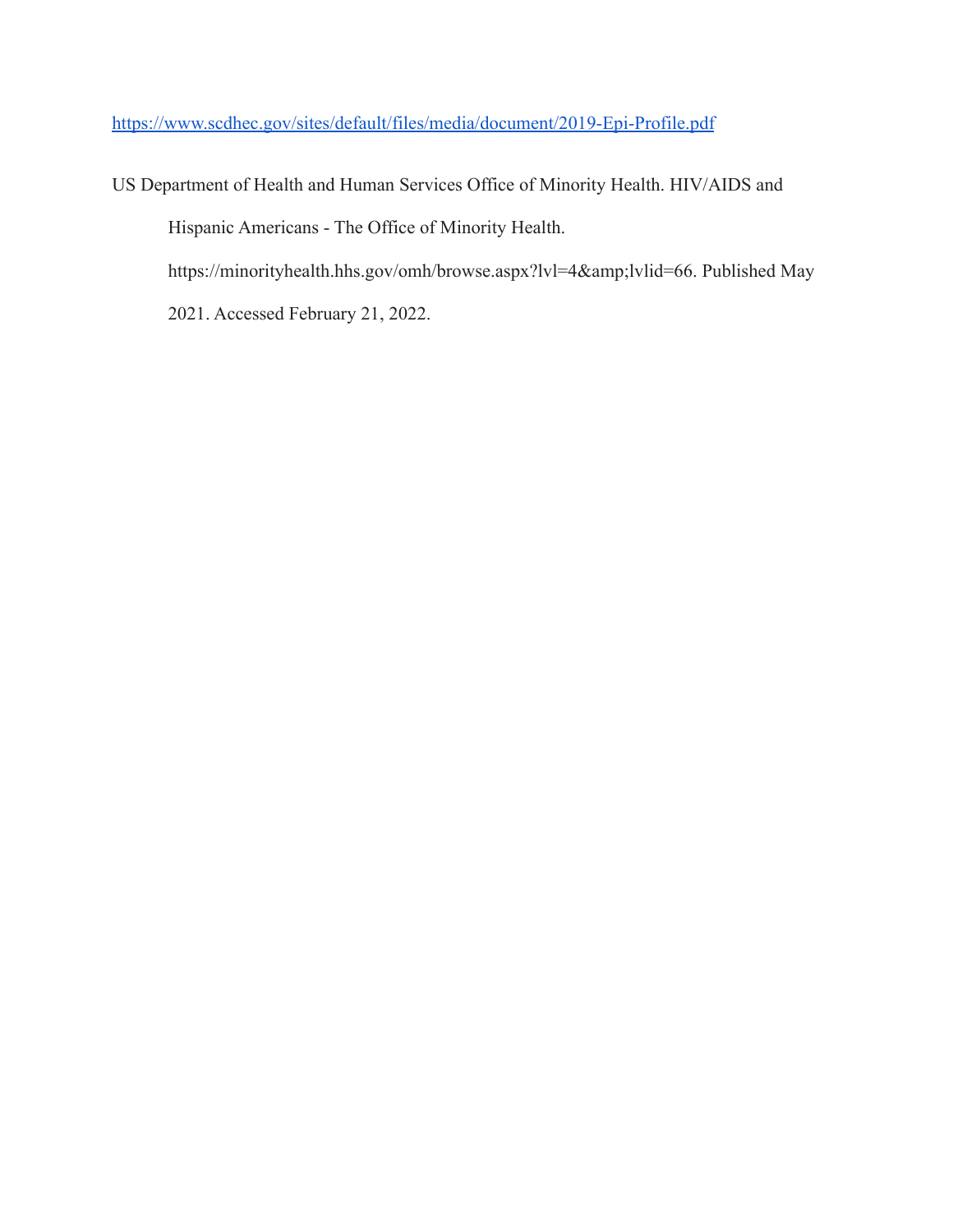https://www.scdhec.gov/sites/default/files/media/document/2019-Epi-Profile.pdf

US Department of Health and Human Services Office of Minority Health. HIV/AIDS and Hispanic Americans - The Office of Minority Health. https://minorityhealth.hhs.gov/omh/browse.aspx?lvl=4&amp;lvlid=66. Published May 2021. Accessed February 21, 2022.